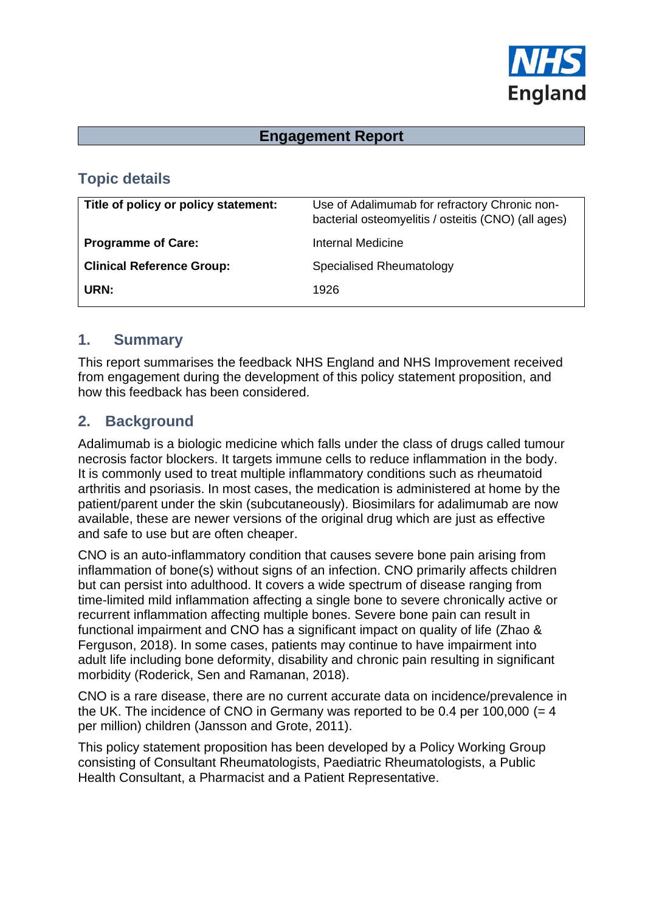NHS England

# Engagement Report

## Topic details

| Title of policy or policy statement: | Use of Adalimumab for refractory Chronic non-bacterial osteomyelitis / osteitis (CNO) (all ages) |
|---|---|
| **Programme of Care:** | Internal Medicine |
| **Clinical Reference Group:** | Specialised Rheumatology |
| **URN:** | 1926 |

## 1. Summary

This report summarises the feedback NHS England and NHS Improvement received from engagement during the development of this policy statement proposition, and how this feedback has been considered.

## 2. Background

Adalimumab is a biologic medicine which falls under the class of drugs called tumour necrosis factor blockers. It targets immune cells to reduce inflammation in the body. It is commonly used to treat multiple inflammatory conditions such as rheumatoid arthritis and psoriasis. In most cases, the medication is administered at home by the patient/parent under the skin (subcutaneously). Biosimilars for adalimumab are now available, these are newer versions of the original drug which are just as effective and safe to use but are often cheaper.

CNO is an auto-inflammatory condition that causes severe bone pain arising from inflammation of bone(s) without signs of an infection. CNO primarily affects children but can persist into adulthood. It covers a wide spectrum of disease ranging from time-limited mild inflammation affecting a single bone to severe chronically active or recurrent inflammation affecting multiple bones. Severe bone pain can result in functional impairment and CNO has a significant impact on quality of life (Zhao & Ferguson, 2018). In some cases, patients may continue to have impairment into adult life including bone deformity, disability and chronic pain resulting in significant morbidity (Roderick, Sen and Ramanan, 2018).

CNO is a rare disease, there are no current accurate data on incidence/prevalence in the UK. The incidence of CNO in Germany was reported to be 0.4 per 100,000 (= 4 per million) children (Jansson and Grote, 2011).

This policy statement proposition has been developed by a Policy Working Group consisting of Consultant Rheumatologists, Paediatric Rheumatologists, a Public Health Consultant, a Pharmacist and a Patient Representative.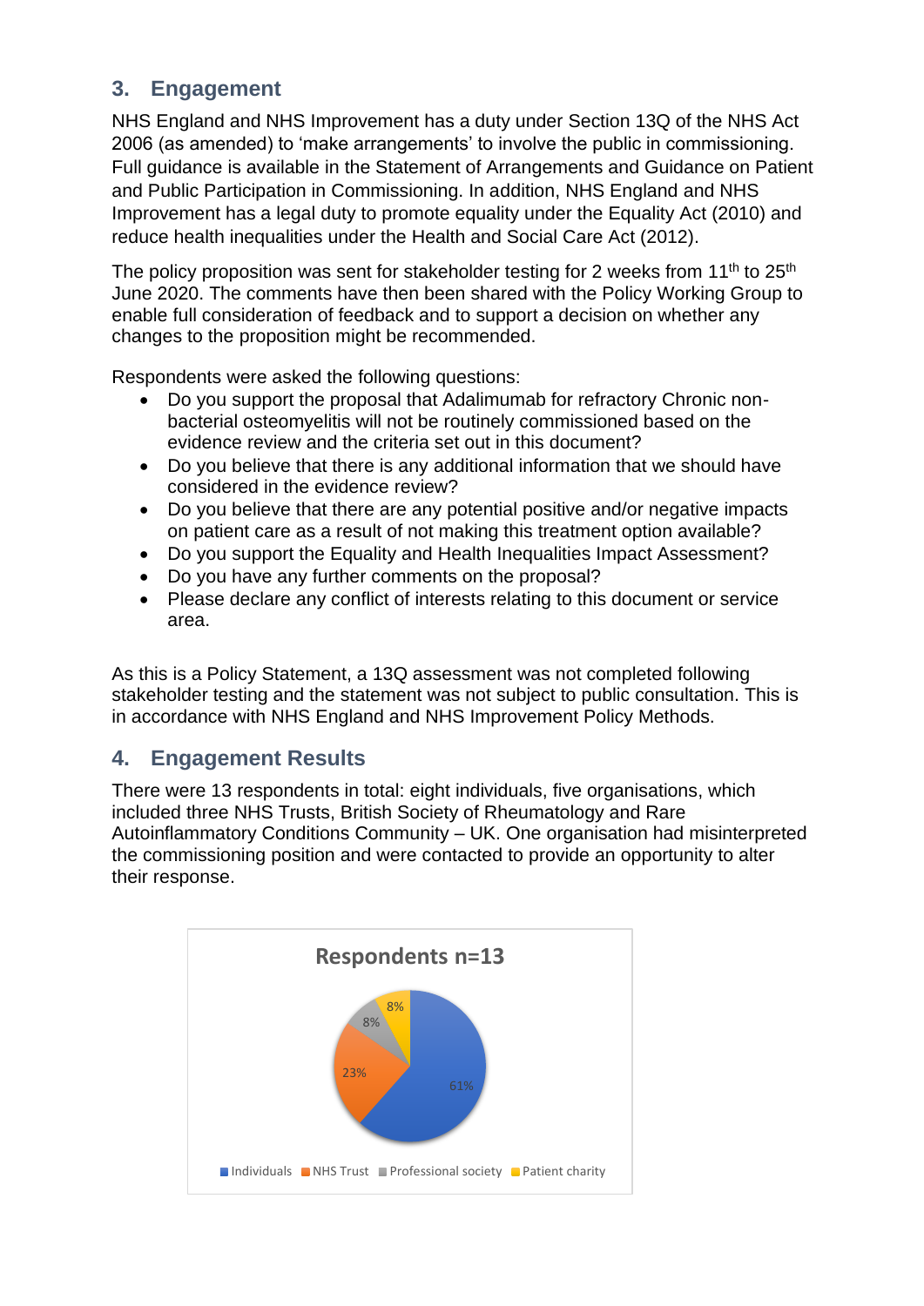## 3. Engagement

NHS England and NHS Improvement has a duty under Section 13Q of the NHS Act 2006 (as amended) to 'make arrangements' to involve the public in commissioning. Full guidance is available in the Statement of Arrangements and Guidance on Patient and Public Participation in Commissioning. In addition, NHS England and NHS Improvement has a legal duty to promote equality under the Equality Act (2010) and reduce health inequalities under the Health and Social Care Act (2012).

The policy proposition was sent for stakeholder testing for 2 weeks from 11th to 25th June 2020. The comments have then been shared with the Policy Working Group to enable full consideration of feedback and to support a decision on whether any changes to the proposition might be recommended.

Respondents were asked the following questions:

- Do you support the proposal that Adalimumab for refractory Chronic non-bacterial osteomyelitis will not be routinely commissioned based on the evidence review and the criteria set out in this document?
- Do you believe that there is any additional information that we should have considered in the evidence review?
- Do you believe that there are any potential positive and/or negative impacts on patient care as a result of not making this treatment option available?
- Do you support the Equality and Health Inequalities Impact Assessment?
- Do you have any further comments on the proposal?
- Please declare any conflict of interests relating to this document or service area.

As this is a Policy Statement, a 13Q assessment was not completed following stakeholder testing and the statement was not subject to public consultation. This is in accordance with NHS England and NHS Improvement Policy Methods.

## 4. Engagement Results

There were 13 respondents in total: eight individuals, five organisations, which included three NHS Trusts, British Society of Rheumatology and Rare Autoinflammatory Conditions Community – UK. One organisation had misinterpreted the commissioning position and were contacted to provide an opportunity to alter their response.

**Respondents n=13**

| Respondent type | % |
| --- | --- |
| Individuals | 61% |
| NHS Trust | 23% |
| Professional society | 8% |
| Patient charity | 8% |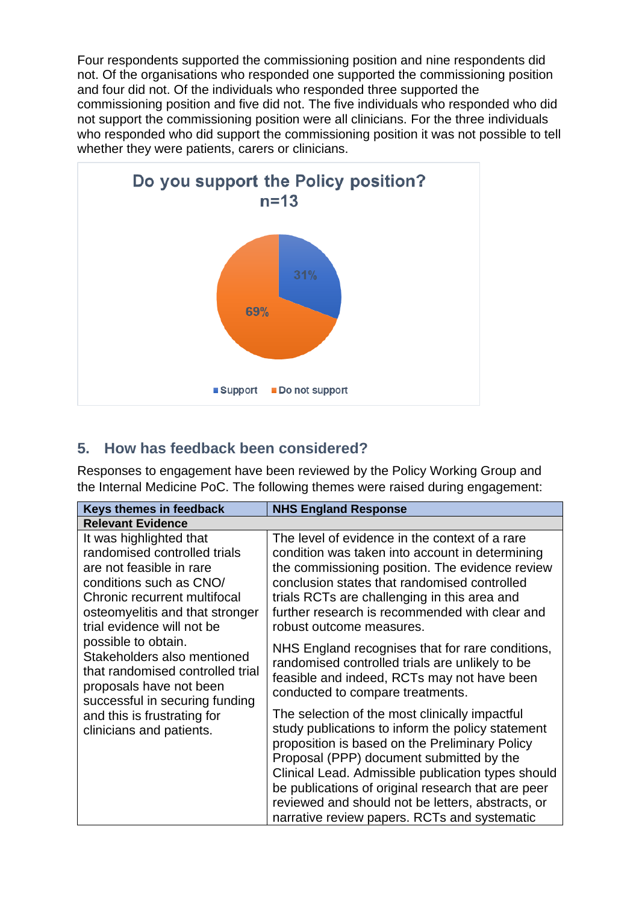Four respondents supported the commissioning position and nine respondents did not. Of the organisations who responded one supported the commissioning position and four did not. Of the individuals who responded three supported the commissioning position and five did not. The five individuals who responded who did not support the commissioning position were all clinicians. For the three individuals who responded who did support the commissioning position it was not possible to tell whether they were patients, carers or clinicians.

**Do you support the Policy position?**
**n=13**

- Support: 31%
- Do not support: 69%

## 5. How has feedback been considered?

Responses to engagement have been reviewed by the Policy Working Group and the Internal Medicine PoC. The following themes were raised during engagement:

| Keys themes in feedback | NHS England Response |
|---|---|
| **Relevant Evidence** | |
| It was highlighted that randomised controlled trials are not feasible in rare conditions such as CNO/ Chronic recurrent multifocal osteomyelitis and that stronger trial evidence will not be possible to obtain. Stakeholders also mentioned that randomised controlled trial proposals have not been successful in securing funding and this is frustrating for clinicians and patients. | The level of evidence in the context of a rare condition was taken into account in determining the commissioning position. The evidence review conclusion states that randomised controlled trials RCTs are challenging in this area and further research is recommended with clear and robust outcome measures.<br><br>NHS England recognises that for rare conditions, randomised controlled trials are unlikely to be feasible and indeed, RCTs may not have been conducted to compare treatments.<br><br>The selection of the most clinically impactful study publications to inform the policy statement proposition is based on the Preliminary Policy Proposal (PPP) document submitted by the Clinical Lead. Admissible publication types should be publications of original research that are peer reviewed and should not be letters, abstracts, or narrative review papers. RCTs and systematic |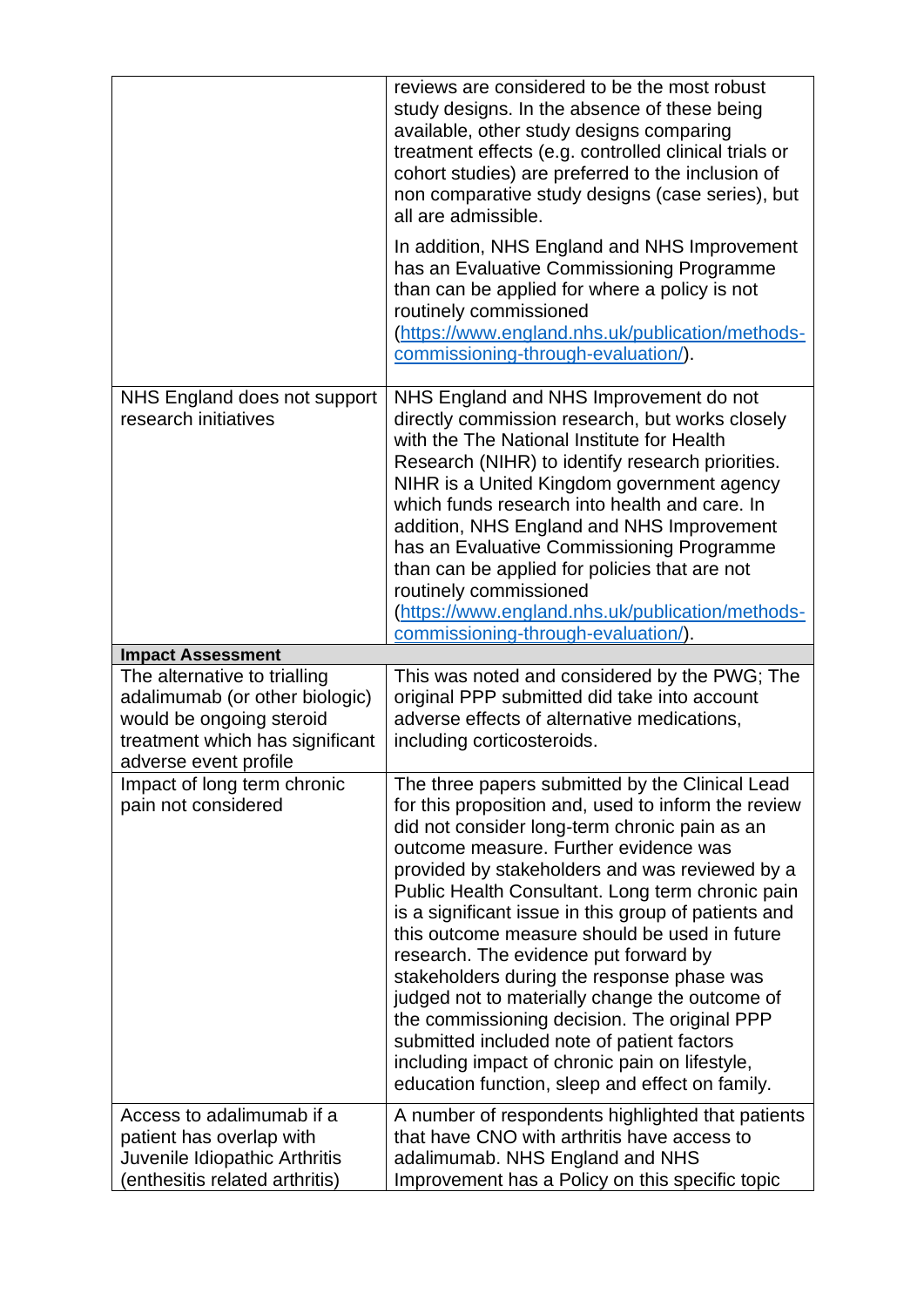| | |
|---|---|
| | reviews are considered to be the most robust study designs. In the absence of these being available, other study designs comparing treatment effects (e.g. controlled clinical trials or cohort studies) are preferred to the inclusion of non comparative study designs (case series), but all are admissible.<br><br>In addition, NHS England and NHS Improvement has an Evaluative Commissioning Programme than can be applied for where a policy is not routinely commissioned ([https://www.england.nhs.uk/publication/methods-commissioning-through-evaluation/](https://www.england.nhs.uk/publication/methods-commissioning-through-evaluation/)). |
| NHS England does not support research initiatives | NHS England and NHS Improvement do not directly commission research, but works closely with the The National Institute for Health Research (NIHR) to identify research priorities. NIHR is a United Kingdom government agency which funds research into health and care. In addition, NHS England and NHS Improvement has an Evaluative Commissioning Programme than can be applied for policies that are not routinely commissioned ([https://www.england.nhs.uk/publication/methods-commissioning-through-evaluation/](https://www.england.nhs.uk/publication/methods-commissioning-through-evaluation/)). |
| **Impact Assessment** | |
| The alternative to trialling adalimumab (or other biologic) would be ongoing steroid treatment which has significant adverse event profile | This was noted and considered by the PWG; The original PPP submitted did take into account adverse effects of alternative medications, including corticosteroids. |
| Impact of long term chronic pain not considered | The three papers submitted by the Clinical Lead for this proposition and, used to inform the review did not consider long-term chronic pain as an outcome measure. Further evidence was provided by stakeholders and was reviewed by a Public Health Consultant. Long term chronic pain is a significant issue in this group of patients and this outcome measure should be used in future research. The evidence put forward by stakeholders during the response phase was judged not to materially change the outcome of the commissioning decision. The original PPP submitted included note of patient factors including impact of chronic pain on lifestyle, education function, sleep and effect on family. |
| Access to adalimumab if a patient has overlap with Juvenile Idiopathic Arthritis (enthesitis related arthritis) | A number of respondents highlighted that patients that have CNO with arthritis have access to adalimumab. NHS England and NHS Improvement has a Policy on this specific topic |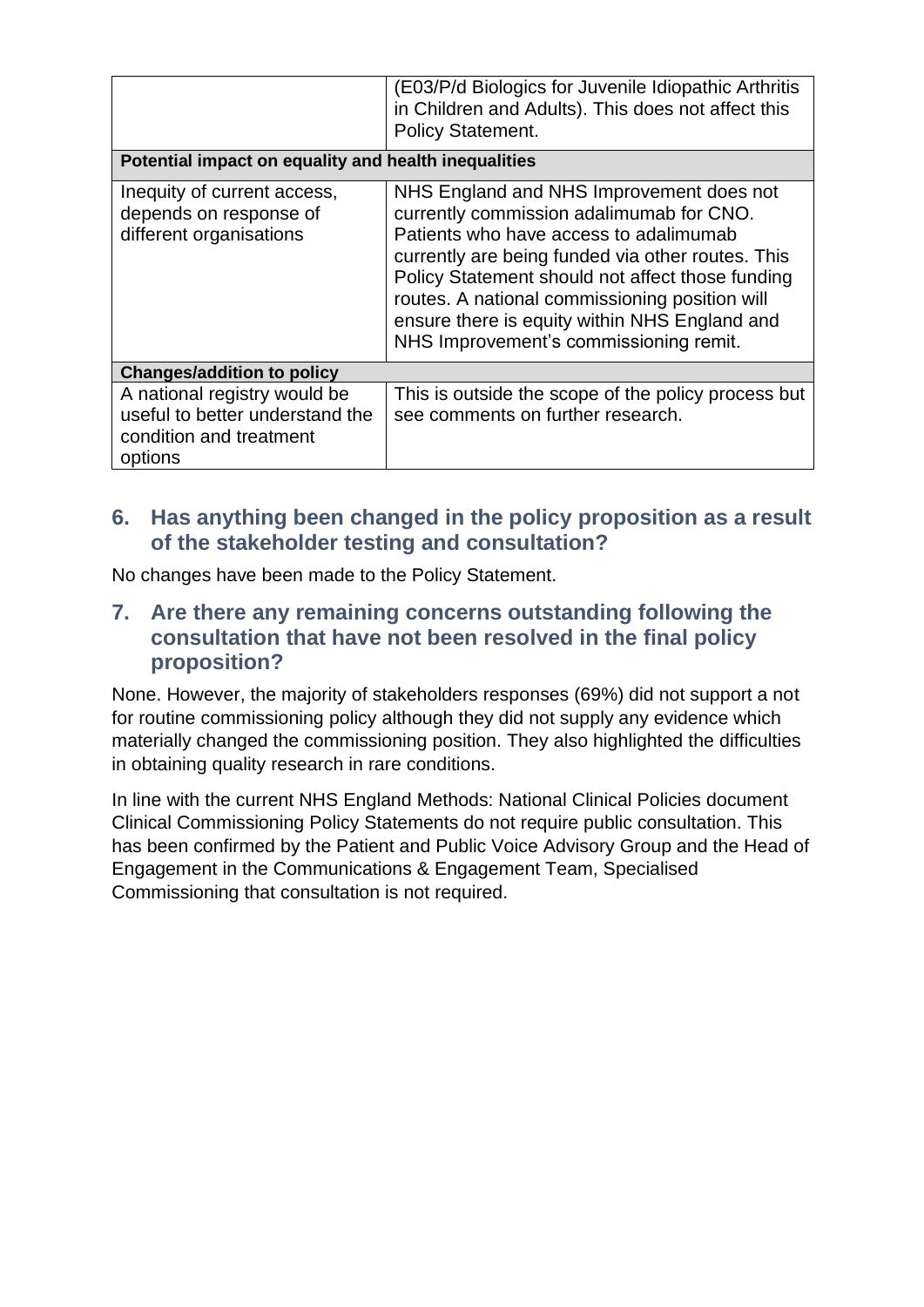| | |
|---|---|
| | (E03/P/d Biologics for Juvenile Idiopathic Arthritis in Children and Adults). This does not affect this Policy Statement. |
| **Potential impact on equality and health inequalities** | |
| Inequity of current access, depends on response of different organisations | NHS England and NHS Improvement does not currently commission adalimumab for CNO. Patients who have access to adalimumab currently are being funded via other routes. This Policy Statement should not affect those funding routes. A national commissioning position will ensure there is equity within NHS England and NHS Improvement's commissioning remit. |
| **Changes/addition to policy** | |
| A national registry would be useful to better understand the condition and treatment options | This is outside the scope of the policy process but see comments on further research. |

## 6. Has anything been changed in the policy proposition as a result of the stakeholder testing and consultation?

No changes have been made to the Policy Statement.

## 7. Are there any remaining concerns outstanding following the consultation that have not been resolved in the final policy proposition?

None. However, the majority of stakeholders responses (69%) did not support a not for routine commissioning policy although they did not supply any evidence which materially changed the commissioning position. They also highlighted the difficulties in obtaining quality research in rare conditions.

In line with the current NHS England Methods: National Clinical Policies document Clinical Commissioning Policy Statements do not require public consultation. This has been confirmed by the Patient and Public Voice Advisory Group and the Head of Engagement in the Communications & Engagement Team, Specialised Commissioning that consultation is not required.